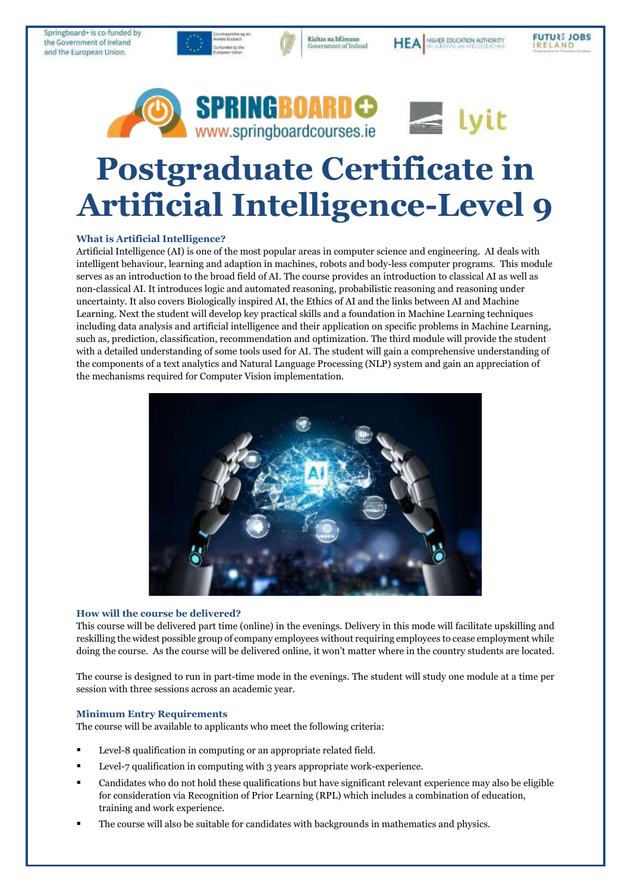Springboard+ is co-funded by the Government of Ireland and the European Union.

www.springboardcourses.ie

# Postgraduate Certificate in Artificial Intelligence-Level 9

### What is Artificial Intelligence?

Artificial Intelligence (AI) is one of the most popular areas in computer science and engineering. AI deals with intelligent behaviour, learning and adaption in machines, robots and body-less computer programs. This module serves as an introduction to the broad field of AI. The course provides an introduction to classical AI as well as non-classical AI. It introduces logic and automated reasoning, probabilistic reasoning and reasoning under uncertainty. It also covers Biologically inspired AI, the Ethics of AI and the links between AI and Machine Learning. Next the student will develop key practical skills and a foundation in Machine Learning techniques including data analysis and artificial intelligence and their application on specific problems in Machine Learning, such as, prediction, classification, recommendation and optimization. The third module will provide the student with a detailed understanding of some tools used for AI. The student will gain a comprehensive understanding of the components of a text analytics and Natural Language Processing (NLP) system and gain an appreciation of the mechanisms required for Computer Vision implementation.

### How will the course be delivered?

This course will be delivered part time (online) in the evenings. Delivery in this mode will facilitate upskilling and reskilling the widest possible group of company employees without requiring employees to cease employment while doing the course. As the course will be delivered online, it won't matter where in the country students are located.

The course is designed to run in part-time mode in the evenings. The student will study one module at a time per session with three sessions across an academic year.

### Minimum Entry Requirements

The course will be available to applicants who meet the following criteria:

- Level-8 qualification in computing or an appropriate related field.
- Level-7 qualification in computing with 3 years appropriate work-experience.
- Candidates who do not hold these qualifications but have significant relevant experience may also be eligible for consideration via Recognition of Prior Learning (RPL) which includes a combination of education, training and work experience.
- The course will also be suitable for candidates with backgrounds in mathematics and physics.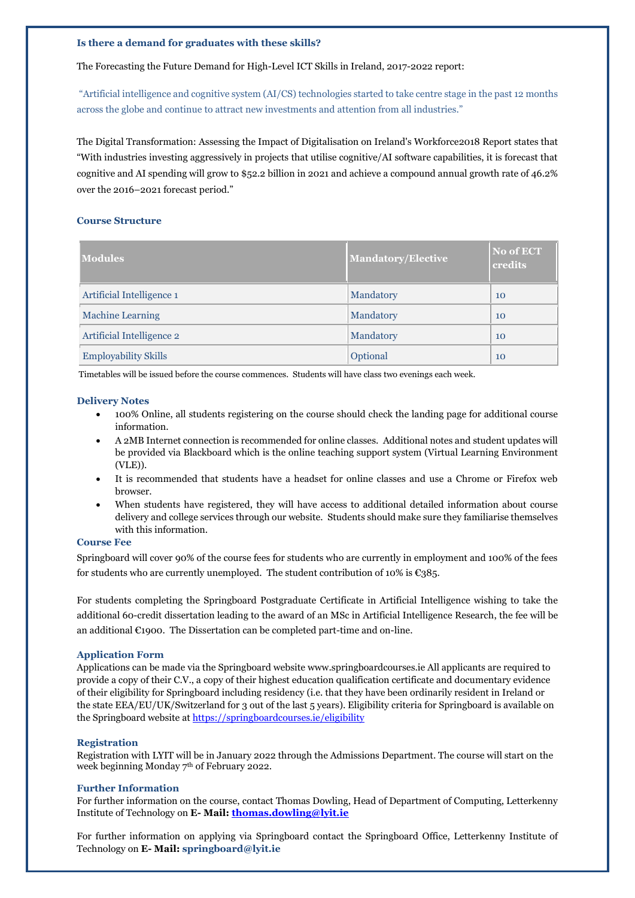### Is there a demand for graduates with these skills?

The Forecasting the Future Demand for High-Level ICT Skills in Ireland, 2017-2022 report:

"Artificial intelligence and cognitive system (AI/CS) technologies started to take centre stage in the past 12 months across the globe and continue to attract new investments and attention from all industries."

The Digital Transformation: Assessing the Impact of Digitalisation on Ireland's Workforce2018 Report states that "With industries investing aggressively in projects that utilise cognitive/AI software capabilities, it is forecast that cognitive and AI spending will grow to $52.2 billion in 2021 and achieve a compound annual growth rate of 46.2% over the 2016–2021 forecast period."

### Course Structure

| Modules | Mandatory/Elective | No of ECT credits |
|---|---|---|
| Artificial Intelligence 1 | Mandatory | 10 |
| Machine Learning | Mandatory | 10 |
| Artificial Intelligence 2 | Mandatory | 10 |
| Employability Skills | Optional | 10 |

Timetables will be issued before the course commences. Students will have class two evenings each week.

### Delivery Notes

- 100% Online, all students registering on the course should check the landing page for additional course information.
- A 2MB Internet connection is recommended for online classes. Additional notes and student updates will be provided via Blackboard which is the online teaching support system (Virtual Learning Environment (VLE)).
- It is recommended that students have a headset for online classes and use a Chrome or Firefox web browser.
- When students have registered, they will have access to additional detailed information about course delivery and college services through our website. Students should make sure they familiarise themselves with this information.

### Course Fee

Springboard will cover 90% of the course fees for students who are currently in employment and 100% of the fees for students who are currently unemployed. The student contribution of 10% is €385.

For students completing the Springboard Postgraduate Certificate in Artificial Intelligence wishing to take the additional 60-credit dissertation leading to the award of an MSc in Artificial Intelligence Research, the fee will be an additional €1900. The Dissertation can be completed part-time and on-line.

### Application Form

Applications can be made via the Springboard website www.springboardcourses.ie All applicants are required to provide a copy of their C.V., a copy of their highest education qualification certificate and documentary evidence of their eligibility for Springboard including residency (i.e. that they have been ordinarily resident in Ireland or the state EEA/EU/UK/Switzerland for 3 out of the last 5 years). Eligibility criteria for Springboard is available on the Springboard website at https://springboardcourses.ie/eligibility

### Registration

Registration with LYIT will be in January 2022 through the Admissions Department. The course will start on the week beginning Monday 7th of February 2022.

### Further Information

For further information on the course, contact Thomas Dowling, Head of Department of Computing, Letterkenny Institute of Technology on **E- Mail: thomas.dowling@lyit.ie**

For further information on applying via Springboard contact the Springboard Office, Letterkenny Institute of Technology on **E- Mail: springboard@lyit.ie**